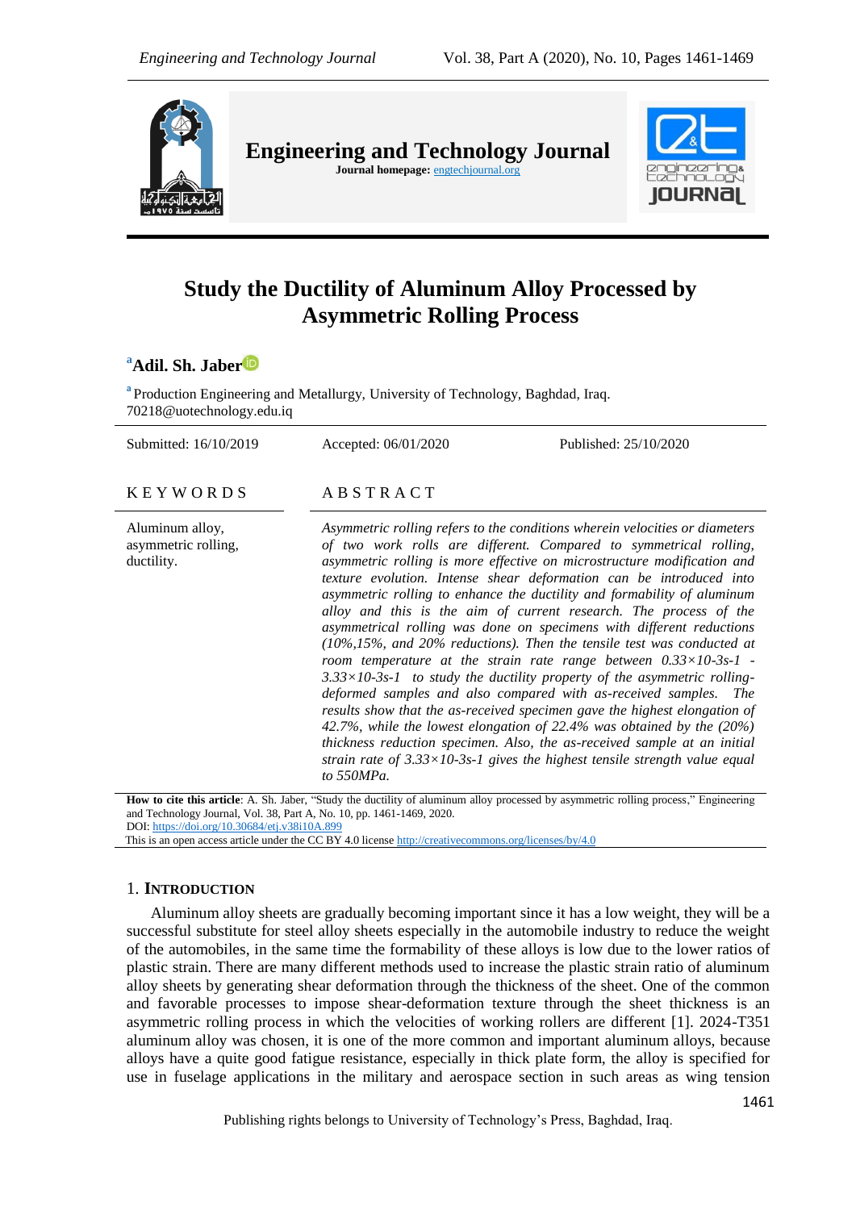# Study the Ductility of Aluminum Alloy Processed by Asymmetric Rolling Process

**[a]Adil. Sh. Jaber**

[a] Production Engineering and Metallurgy, University of Technology, Baghdad, Iraq.
70218@uotechnology.edu.iq

Submitted: 16/10/2019 | Accepted: 06/01/2020 | Published: 25/10/2020

## KEYWORDS

Aluminum alloy, asymmetric rolling, ductility.

## ABSTRACT

*Asymmetric rolling refers to the conditions wherein velocities or diameters of two work rolls are different. Compared to symmetrical rolling, asymmetric rolling is more effective on microstructure modification and texture evolution. Intense shear deformation can be introduced into asymmetric rolling to enhance the ductility and formability of aluminum alloy and this is the aim of current research. The process of the asymmetrical rolling was done on specimens with different reductions (10%,15%, and 20% reductions). Then the tensile test was conducted at room temperature at the strain rate range between $0.33\times10^{-3}s^{-1}$ - $3.33\times10^{-3}s^{-1}$ to study the ductility property of the asymmetric rolling-deformed samples and also compared with as-received samples. The results show that the as-received specimen gave the highest elongation of 42.7%, while the lowest elongation of 22.4% was obtained by the (20%) thickness reduction specimen. Also, the as-received sample at an initial strain rate of $3.33\times10^{-3}s^{-1}$ gives the highest tensile strength value equal to 550MPa.*

**How to cite this article**: A. Sh. Jaber, "Study the ductility of aluminum alloy processed by asymmetric rolling process," Engineering and Technology Journal, Vol. 38, Part A, No. 10, pp. 1461-1469, 2020.
DOI: https://doi.org/10.30684/etj.v38i10A.899
This is an open access article under the CC BY 4.0 license http://creativecommons.org/licenses/by/4.0

## 1. INTRODUCTION

Aluminum alloy sheets are gradually becoming important since it has a low weight, they will be a successful substitute for steel alloy sheets especially in the automobile industry to reduce the weight of the automobiles, in the same time the formability of these alloys is low due to the lower ratios of plastic strain. There are many different methods used to increase the plastic strain ratio of aluminum alloy sheets by generating shear deformation through the thickness of the sheet. One of the common and favorable processes to impose shear-deformation texture through the sheet thickness is an asymmetric rolling process in which the velocities of working rollers are different [1]. 2024-T351 aluminum alloy was chosen, it is one of the more common and important aluminum alloys, because alloys have a quite good fatigue resistance, especially in thick plate form, the alloy is specified for use in fuselage applications in the military and aerospace section in such areas as wing tension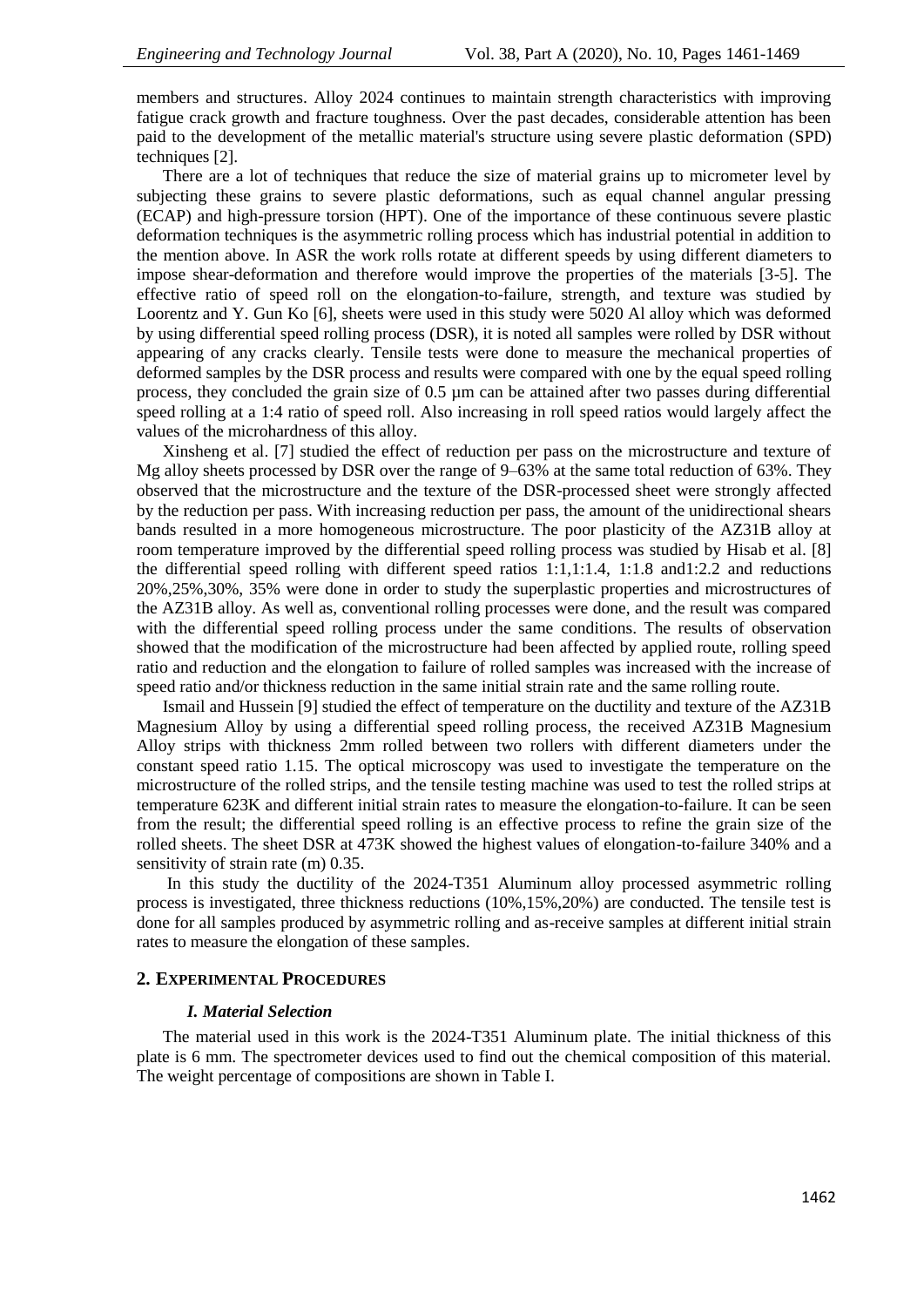members and structures. Alloy 2024 continues to maintain strength characteristics with improving fatigue crack growth and fracture toughness. Over the past decades, considerable attention has been paid to the development of the metallic material's structure using severe plastic deformation (SPD) techniques [2].

There are a lot of techniques that reduce the size of material grains up to micrometer level by subjecting these grains to severe plastic deformations, such as equal channel angular pressing (ECAP) and high-pressure torsion (HPT). One of the importance of these continuous severe plastic deformation techniques is the asymmetric rolling process which has industrial potential in addition to the mention above. In ASR the work rolls rotate at different speeds by using different diameters to impose shear-deformation and therefore would improve the properties of the materials [3-5]. The effective ratio of speed roll on the elongation-to-failure, strength, and texture was studied by Loorentz and Y. Gun Ko [6], sheets were used in this study were 5020 Al alloy which was deformed by using differential speed rolling process (DSR), it is noted all samples were rolled by DSR without appearing of any cracks clearly. Tensile tests were done to measure the mechanical properties of deformed samples by the DSR process and results were compared with one by the equal speed rolling process, they concluded the grain size of 0.5 µm can be attained after two passes during differential speed rolling at a 1:4 ratio of speed roll. Also increasing in roll speed ratios would largely affect the values of the microhardness of this alloy.

Xinsheng et al. [7] studied the effect of reduction per pass on the microstructure and texture of Mg alloy sheets processed by DSR over the range of 9–63% at the same total reduction of 63%. They observed that the microstructure and the texture of the DSR-processed sheet were strongly affected by the reduction per pass. With increasing reduction per pass, the amount of the unidirectional shears bands resulted in a more homogeneous microstructure. The poor plasticity of the AZ31B alloy at room temperature improved by the differential speed rolling process was studied by Hisab et al. [8] the differential speed rolling with different speed ratios 1:1,1:1.4, 1:1.8 and1:2.2 and reductions 20%,25%,30%, 35% were done in order to study the superplastic properties and microstructures of the AZ31B alloy. As well as, conventional rolling processes were done, and the result was compared with the differential speed rolling process under the same conditions. The results of observation showed that the modification of the microstructure had been affected by applied route, rolling speed ratio and reduction and the elongation to failure of rolled samples was increased with the increase of speed ratio and/or thickness reduction in the same initial strain rate and the same rolling route.

Ismail and Hussein [9] studied the effect of temperature on the ductility and texture of the AZ31B Magnesium Alloy by using a differential speed rolling process, the received AZ31B Magnesium Alloy strips with thickness 2mm rolled between two rollers with different diameters under the constant speed ratio 1.15. The optical microscopy was used to investigate the temperature on the microstructure of the rolled strips, and the tensile testing machine was used to test the rolled strips at temperature 623K and different initial strain rates to measure the elongation-to-failure. It can be seen from the result; the differential speed rolling is an effective process to refine the grain size of the rolled sheets. The sheet DSR at 473K showed the highest values of elongation-to-failure 340% and a sensitivity of strain rate (m) 0.35.

In this study the ductility of the 2024-T351 Aluminum alloy processed asymmetric rolling process is investigated, three thickness reductions (10%,15%,20%) are conducted. The tensile test is done for all samples produced by asymmetric rolling and as-receive samples at different initial strain rates to measure the elongation of these samples.

## 2. Experimental Procedures

### *I. Material Selection*

The material used in this work is the 2024-T351 Aluminum plate. The initial thickness of this plate is 6 mm. The spectrometer devices used to find out the chemical composition of this material. The weight percentage of compositions are shown in Table I.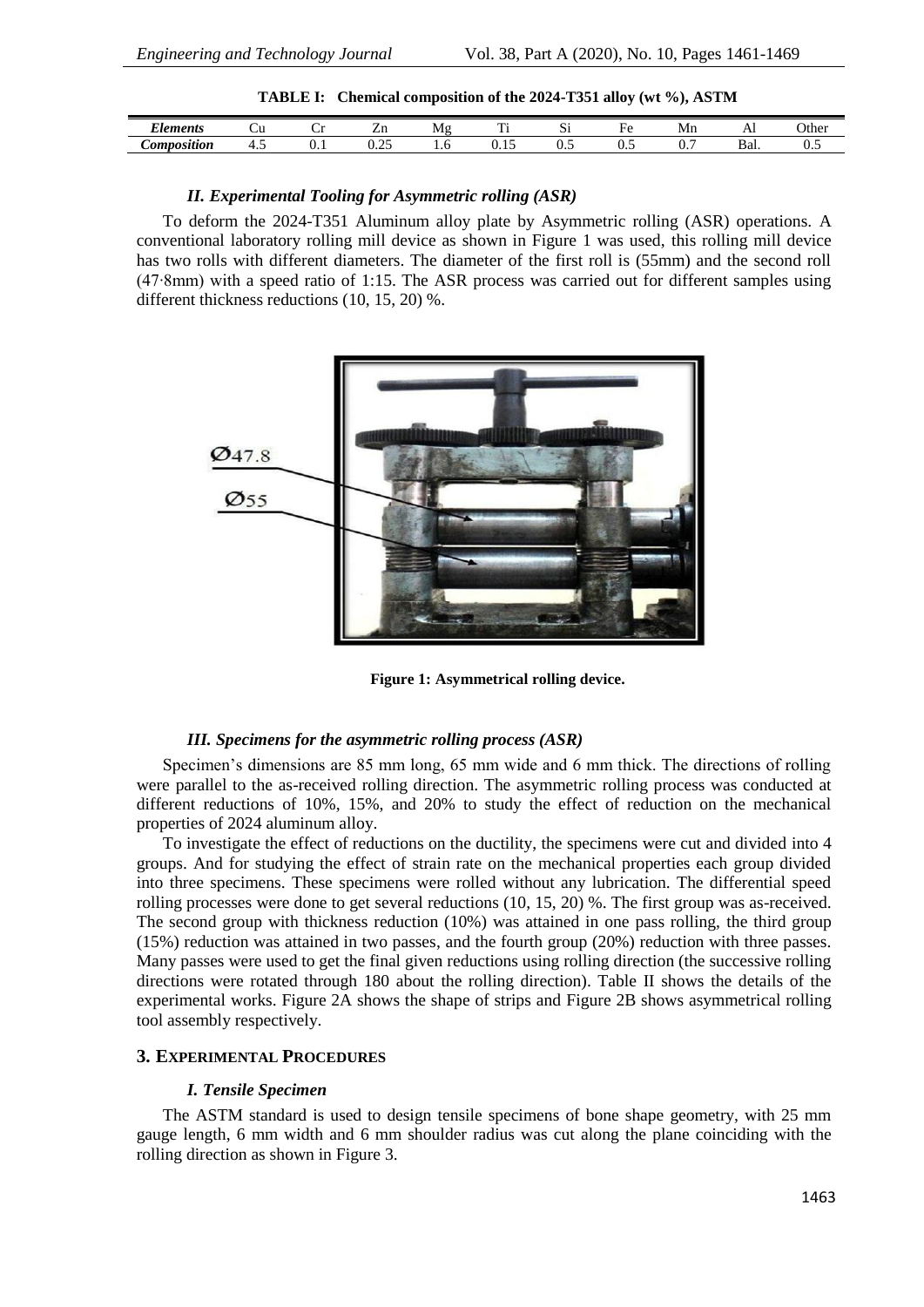**TABLE I: Chemical composition of the 2024-T351 alloy (wt %), ASTM**

| *Elements* | Cu | Cr | Zn | Mg | Ti | Si | Fe | Mn | Al | Other |
|---|---|---|---|---|---|---|---|---|---|---|
| *Composition* | 4.5 | 0.1 | 0.25 | 1.6 | 0.15 | 0.5 | 0.5 | 0.7 | Bal. | 0.5 |

### *II. Experimental Tooling for Asymmetric rolling (ASR)*

To deform the 2024-T351 Aluminum alloy plate by Asymmetric rolling (ASR) operations. A conventional laboratory rolling mill device as shown in Figure 1 was used, this rolling mill device has two rolls with different diameters. The diameter of the first roll is (55mm) and the second roll (47·8mm) with a speed ratio of 1:15. The ASR process was carried out for different samples using different thickness reductions (10, 15, 20) %.

**Figure 1: Asymmetrical rolling device.**

### *III. Specimens for the asymmetric rolling process (ASR)*

Specimen's dimensions are 85 mm long, 65 mm wide and 6 mm thick. The directions of rolling were parallel to the as-received rolling direction. The asymmetric rolling process was conducted at different reductions of 10%, 15%, and 20% to study the effect of reduction on the mechanical properties of 2024 aluminum alloy.

To investigate the effect of reductions on the ductility, the specimens were cut and divided into 4 groups. And for studying the effect of strain rate on the mechanical properties each group divided into three specimens. These specimens were rolled without any lubrication. The differential speed rolling processes were done to get several reductions (10, 15, 20) %. The first group was as-received. The second group with thickness reduction (10%) was attained in one pass rolling, the third group (15%) reduction was attained in two passes, and the fourth group (20%) reduction with three passes. Many passes were used to get the final given reductions using rolling direction (the successive rolling directions were rotated through 180 about the rolling direction). Table II shows the details of the experimental works. Figure 2A shows the shape of strips and Figure 2B shows asymmetrical rolling tool assembly respectively.

## 3. Experimental Procedures

### *I. Tensile Specimen*

The ASTM standard is used to design tensile specimens of bone shape geometry, with 25 mm gauge length, 6 mm width and 6 mm shoulder radius was cut along the plane coinciding with the rolling direction as shown in Figure 3.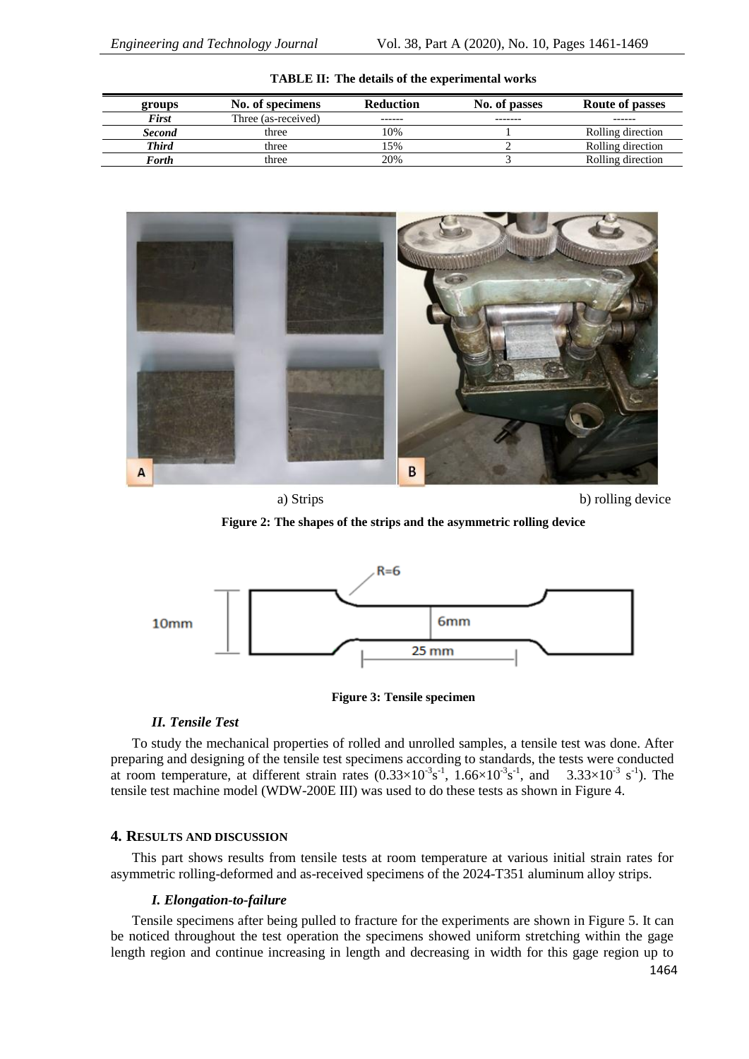**TABLE II: The details of the experimental works**

| groups | No. of specimens | Reduction | No. of passes | Route of passes |
|---|---|---|---|---|
| ***First*** | Three (as-received) | ------ | ------- | ------ |
| ***Second*** | three | 10% | 1 | Rolling direction |
| ***Third*** | three | 15% | 2 | Rolling direction |
| ***Forth*** | three | 20% | 3 | Rolling direction |

a) Strips b) rolling device

**Figure 2: The shapes of the strips and the asymmetric rolling device**

**Figure 3: Tensile specimen**

### *II. Tensile Test*

To study the mechanical properties of rolled and unrolled samples, a tensile test was done. After preparing and designing of the tensile test specimens according to standards, the tests were conducted at room temperature, at different strain rates ($0.33\times10^{-3}s^{-1}$, $1.66\times10^{-3}s^{-1}$, and $3.33\times10^{-3}$ $s^{-1}$). The tensile test machine model (WDW-200E III) was used to do these tests as shown in Figure 4.

## 4. RESULTS AND DISCUSSION

This part shows results from tensile tests at room temperature at various initial strain rates for asymmetric rolling-deformed and as-received specimens of the 2024-T351 aluminum alloy strips.

### *I. Elongation-to-failure*

Tensile specimens after being pulled to fracture for the experiments are shown in Figure 5. It can be noticed throughout the test operation the specimens showed uniform stretching within the gage length region and continue increasing in length and decreasing in width for this gage region up to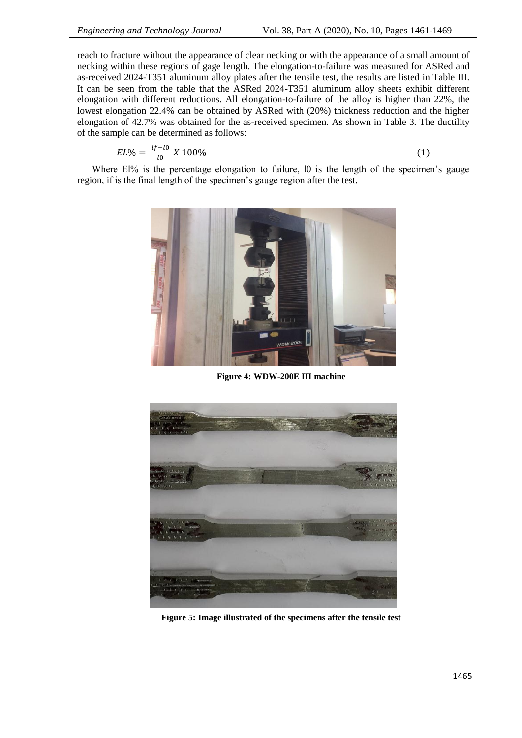reach to fracture without the appearance of clear necking or with the appearance of a small amount of necking within these regions of gage length. The elongation-to-failure was measured for ASRed and as-received 2024-T351 aluminum alloy plates after the tensile test, the results are listed in Table III. It can be seen from the table that the ASRed 2024-T351 aluminum alloy sheets exhibit different elongation with different reductions. All elongation-to-failure of the alloy is higher than 22%, the lowest elongation 22.4% can be obtained by ASRed with (20%) thickness reduction and the higher elongation of 42.7% was obtained for the as-received specimen. As shown in Table 3. The ductility of the sample can be determined as follows:

$$EL\% = \frac{lf - l0}{l0} \, X \, 100\% \qquad (1)$$

Where El% is the percentage elongation to failure, l0 is the length of the specimen's gauge region, if is the final length of the specimen's gauge region after the test.

**Figure 4: WDW-200E III machine**

**Figure 5: Image illustrated of the specimens after the tensile test**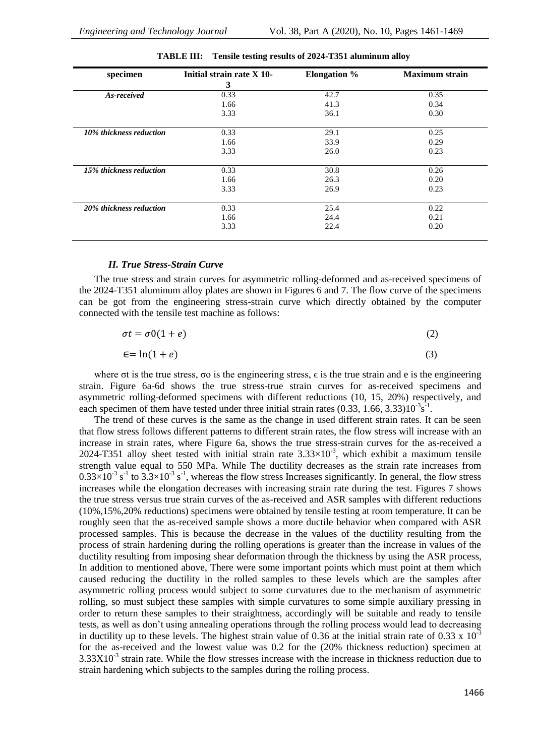**TABLE III: Tensile testing results of 2024-T351 aluminum alloy**

| specimen | Initial strain rate X 10-3 | Elongation % | Maximum strain |
|---|---|---|---|
| ***As-received*** | 0.33 | 42.7 | 0.35 |
| | 1.66 | 41.3 | 0.34 |
| | 3.33 | 36.1 | 0.30 |
| ***10% thickness reduction*** | 0.33 | 29.1 | 0.25 |
| | 1.66 | 33.9 | 0.29 |
| | 3.33 | 26.0 | 0.23 |
| ***15% thickness reduction*** | 0.33 | 30.8 | 0.26 |
| | 1.66 | 26.3 | 0.20 |
| | 3.33 | 26.9 | 0.23 |
| ***20% thickness reduction*** | 0.33 | 25.4 | 0.22 |
| | 1.66 | 24.4 | 0.21 |
| | 3.33 | 22.4 | 0.20 |

### *II. True Stress-Strain Curve*

The true stress and strain curves for asymmetric rolling-deformed and as-received specimens of the 2024-T351 aluminum alloy plates are shown in Figures 6 and 7. The flow curve of the specimens can be got from the engineering stress-strain curve which directly obtained by the computer connected with the tensile test machine as follows:

$$\sigma t = \sigma 0(1 + e) \tag{2}$$

$$\epsilon = \ln(1 + e) \tag{3}$$

where σt is the true stress, σo is the engineering stress, ϵ is the true strain and e is the engineering strain. Figure 6a-6d shows the true stress-true strain curves for as-received specimens and asymmetric rolling-deformed specimens with different reductions (10, 15, 20%) respectively, and each specimen of them have tested under three initial strain rates $(0.33, 1.66, 3.33)10^{-3}s^{-1}$.

The trend of these curves is the same as the change in used different strain rates. It can be seen that flow stress follows different patterns to different strain rates, the flow stress will increase with an increase in strain rates, where Figure 6a, shows the true stress-strain curves for the as-received a 2024-T351 alloy sheet tested with initial strain rate $3.33\times10^{-3}$, which exhibit a maximum tensile strength value equal to 550 MPa. While The ductility decreases as the strain rate increases from $0.33\times10^{-3}$ $s^{-1}$ to $3.3\times10^{-3}$ $s^{-1}$, whereas the flow stress Increases significantly. In general, the flow stress increases while the elongation decreases with increasing strain rate during the test. Figures 7 shows the true stress versus true strain curves of the as-received and ASR samples with different reductions (10%,15%,20% reductions) specimens were obtained by tensile testing at room temperature. It can be roughly seen that the as-received sample shows a more ductile behavior when compared with ASR processed samples. This is because the decrease in the values of the ductility resulting from the process of strain hardening during the rolling operations is greater than the increase in values of the ductility resulting from imposing shear deformation through the thickness by using the ASR process, In addition to mentioned above, There were some important points which must point at them which caused reducing the ductility in the rolled samples to these levels which are the samples after asymmetric rolling process would subject to some curvatures due to the mechanism of asymmetric rolling, so must subject these samples with simple curvatures to some simple auxiliary pressing in order to return these samples to their straightness, accordingly will be suitable and ready to tensile tests, as well as don't using annealing operations through the rolling process would lead to decreasing in ductility up to these levels. The highest strain value of 0.36 at the initial strain rate of 0.33 x $10^{-3}$ for the as-received and the lowest value was 0.2 for the (20% thickness reduction) specimen at $3.33X10^{-3}$ strain rate. While the flow stresses increase with the increase in thickness reduction due to strain hardening which subjects to the samples during the rolling process.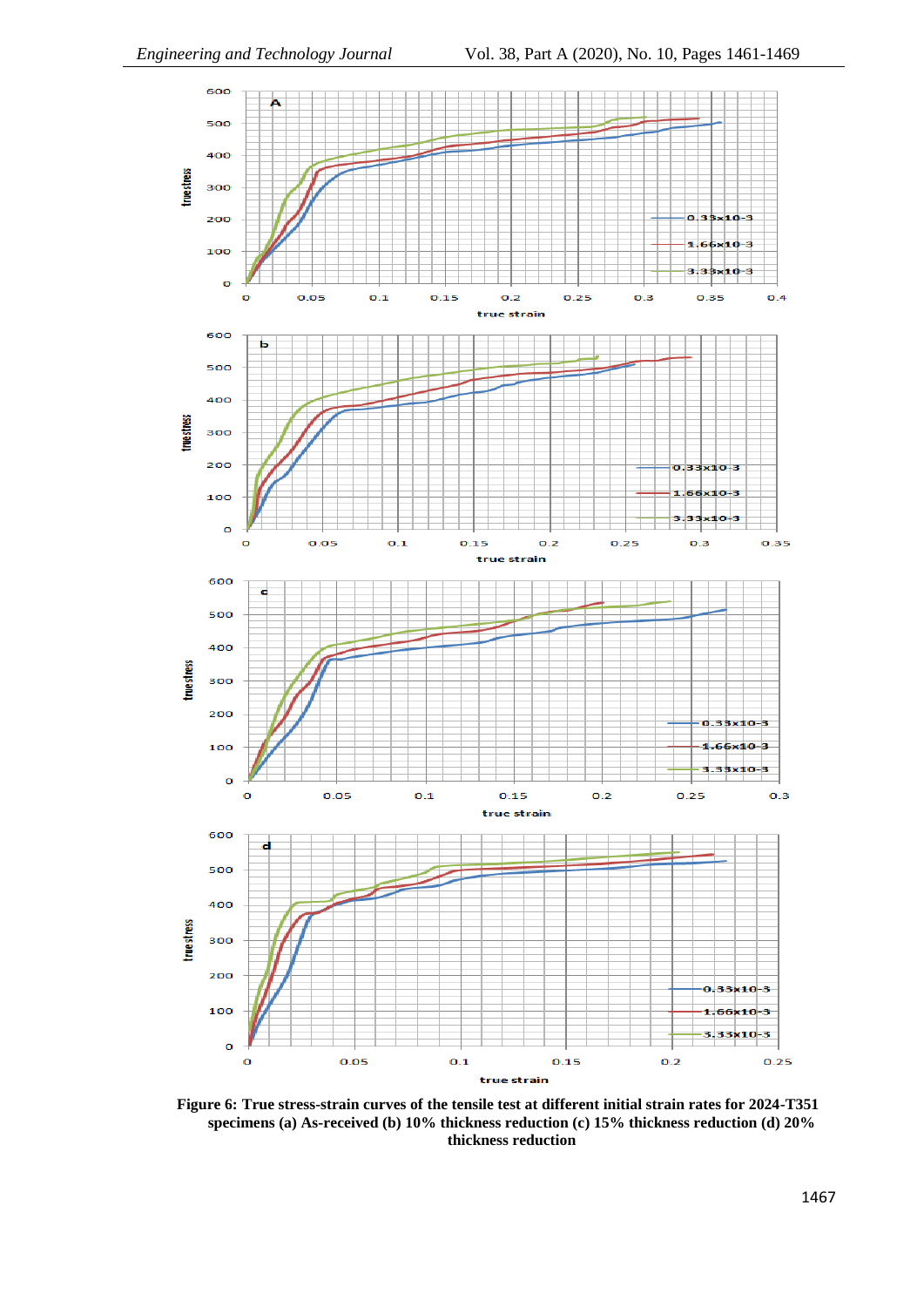**Figure 6: True stress-strain curves of the tensile test at different initial strain rates for 2024-T351 specimens (a) As-received (b) 10% thickness reduction (c) 15% thickness reduction (d) 20% thickness reduction**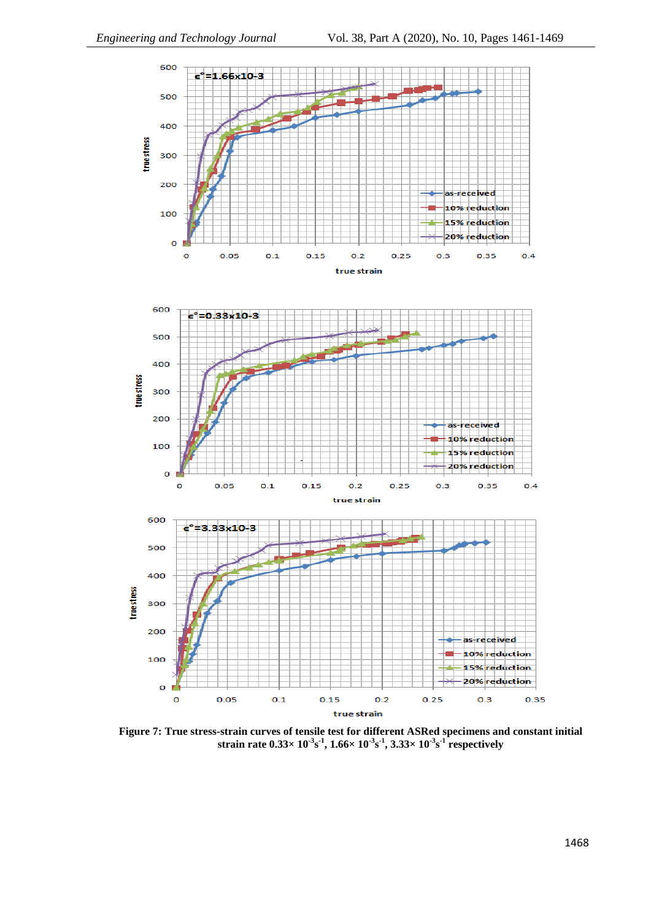**Figure 7: True stress-strain curves of tensile test for different ASRed specimens and constant initial strain rate 0.33× $10^{-3}s^{-1}$, 1.66× $10^{-3}s^{-1}$, 3.33× $10^{-3}s^{-1}$ respectively**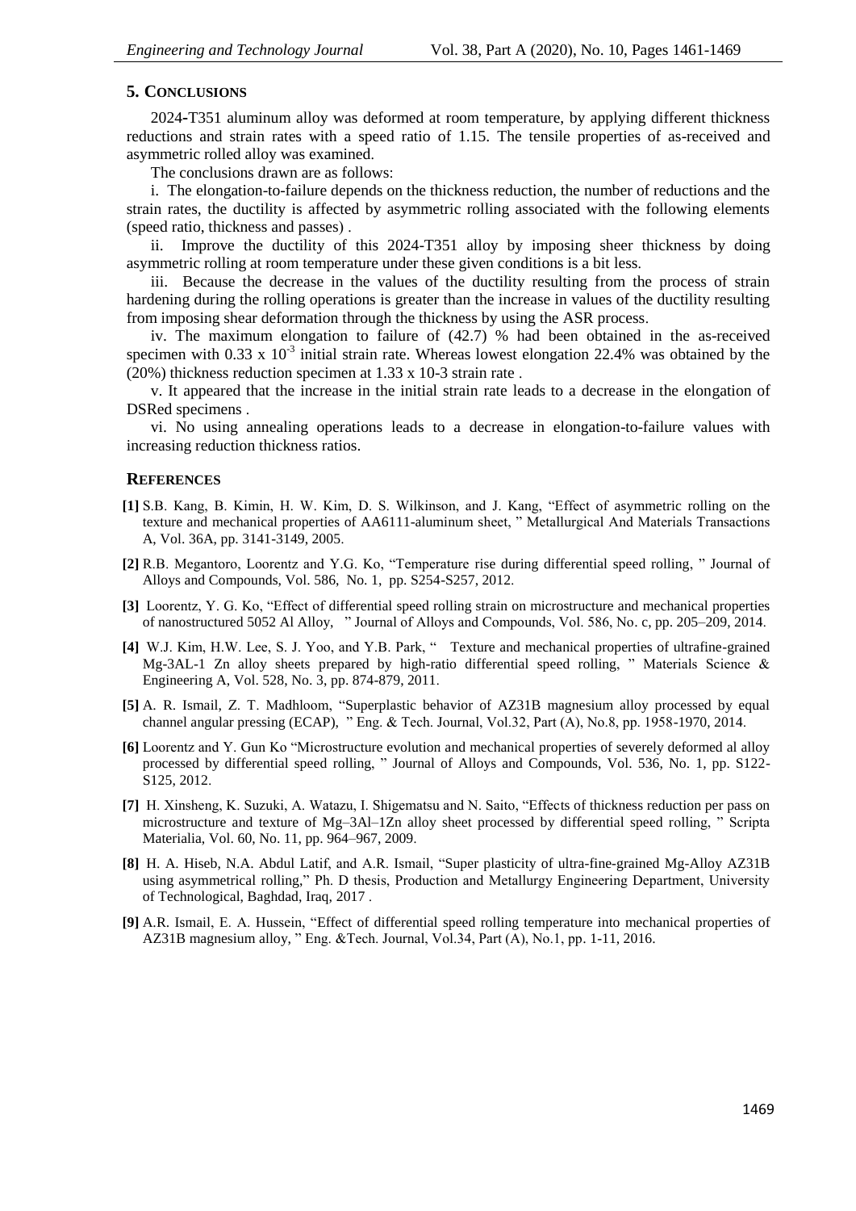## 5. CONCLUSIONS

2024-T351 aluminum alloy was deformed at room temperature, by applying different thickness reductions and strain rates with a speed ratio of 1.15. The tensile properties of as-received and asymmetric rolled alloy was examined.

The conclusions drawn are as follows:

i. The elongation-to-failure depends on the thickness reduction, the number of reductions and the strain rates, the ductility is affected by asymmetric rolling associated with the following elements (speed ratio, thickness and passes) .

ii. Improve the ductility of this 2024-T351 alloy by imposing sheer thickness by doing asymmetric rolling at room temperature under these given conditions is a bit less.

iii. Because the decrease in the values of the ductility resulting from the process of strain hardening during the rolling operations is greater than the increase in values of the ductility resulting from imposing shear deformation through the thickness by using the ASR process.

iv. The maximum elongation to failure of (42.7) % had been obtained in the as-received specimen with $0.33 \times 10^{-3}$ initial strain rate. Whereas lowest elongation 22.4% was obtained by the (20%) thickness reduction specimen at 1.33 x 10-3 strain rate .

v. It appeared that the increase in the initial strain rate leads to a decrease in the elongation of DSRed specimens .

vi. No using annealing operations leads to a decrease in elongation-to-failure values with increasing reduction thickness ratios.

## REFERENCES

**[1]** S.B. Kang, B. Kimin, H. W. Kim, D. S. Wilkinson, and J. Kang, "Effect of asymmetric rolling on the texture and mechanical properties of AA6111-aluminum sheet, " Metallurgical And Materials Transactions A, Vol. 36A, pp. 3141-3149, 2005.

**[2]** R.B. Megantoro, Loorentz and Y.G. Ko, "Temperature rise during differential speed rolling, " Journal of Alloys and Compounds, Vol. 586, No. 1, pp. S254-S257, 2012.

**[3]** Loorentz, Y. G. Ko, "Effect of differential speed rolling strain on microstructure and mechanical properties of nanostructured 5052 Al Alloy, " Journal of Alloys and Compounds, Vol. 586, No. c, pp. 205–209, 2014.

**[4]** W.J. Kim, H.W. Lee, S. J. Yoo, and Y.B. Park, " Texture and mechanical properties of ultrafine-grained Mg-3AL-1 Zn alloy sheets prepared by high-ratio differential speed rolling, " Materials Science & Engineering A, Vol. 528, No. 3, pp. 874-879, 2011.

**[5]** A. R. Ismail, Z. T. Madhloom, "Superplastic behavior of AZ31B magnesium alloy processed by equal channel angular pressing (ECAP), " Eng. & Tech. Journal, Vol.32, Part (A), No.8, pp. 1958-1970, 2014.

**[6]** Loorentz and Y. Gun Ko "Microstructure evolution and mechanical properties of severely deformed al alloy processed by differential speed rolling, " Journal of Alloys and Compounds, Vol. 536, No. 1, pp. S122-S125, 2012.

**[7]** H. Xinsheng, K. Suzuki, A. Watazu, I. Shigematsu and N. Saito, "Effects of thickness reduction per pass on microstructure and texture of Mg–3Al–1Zn alloy sheet processed by differential speed rolling, " Scripta Materialia, Vol. 60, No. 11, pp. 964–967, 2009.

**[8]** H. A. Hiseb, N.A. Abdul Latif, and A.R. Ismail, "Super plasticity of ultra-fine-grained Mg-Alloy AZ31B using asymmetrical rolling," Ph. D thesis, Production and Metallurgy Engineering Department, University of Technological, Baghdad, Iraq, 2017 .

**[9]** A.R. Ismail, E. A. Hussein, "Effect of differential speed rolling temperature into mechanical properties of AZ31B magnesium alloy, " Eng. &Tech. Journal, Vol.34, Part (A), No.1, pp. 1-11, 2016.